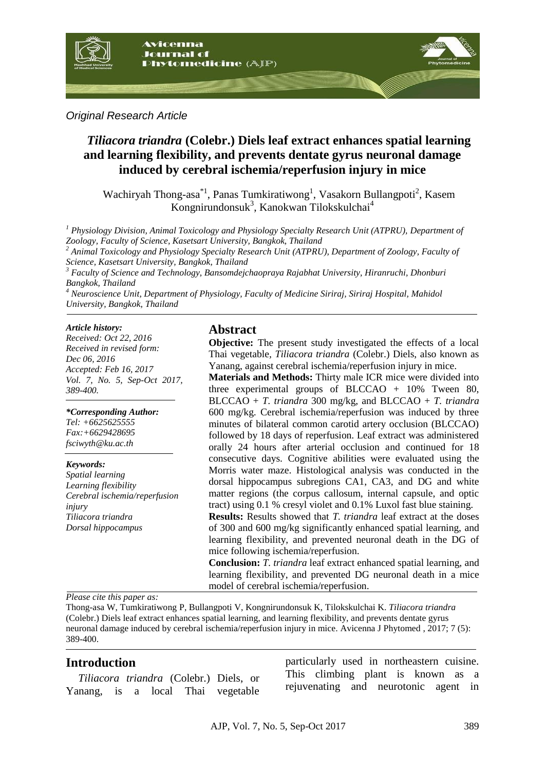*Original Research Article*

# *Tiliacora triandra* (Colebr.) Diels leaf extract enhances spatial learning and learning flexibility, and prevents dentate gyrus neuronal damage induced by cerebral ischemia/reperfusion injury in mice

Wachiryah Thong-asa[*1], Panas Tumkiratiwong[1], Vasakorn Bullangpoti[2], Kasem Kongnirundonsuk[3], Kanokwan Tilokskulchai[4]

[1] *Physiology Division, Animal Toxicology and Physiology Specialty Research Unit (ATPRU), Department of Zoology, Faculty of Science, Kasetsart University, Bangkok, Thailand*
[2] *Animal Toxicology and Physiology Specialty Research Unit (ATPRU), Department of Zoology, Faculty of Science, Kasetsart University, Bangkok, Thailand*
[3] *Faculty of Science and Technology, Bansomdejchaopraya Rajabhat University, Hiranruchi, Dhonburi Bangkok, Thailand*
[4] *Neuroscience Unit, Department of Physiology, Faculty of Medicine Siriraj, Siriraj Hospital, Mahidol University, Bangkok, Thailand*

***Article history:***
*Received: Oct 22, 2016*
*Received in revised form: Dec 06, 2016*
*Accepted: Feb 16, 2017*
*Vol. 7, No. 5, Sep-Oct 2017, 389-400.*

***\*Corresponding Author:***
*Tel: +6625625555*
*Fax:+6629428695*
*fsciwyth@ku.ac.th*

***Keywords:***
*Spatial learning*
*Learning flexibility*
*Cerebral ischemia/reperfusion injury*
*Tiliacora triandra*
*Dorsal hippocampus*

## Abstract

**Objective:** The present study investigated the effects of a local Thai vegetable, *Tiliacora triandra* (Colebr.) Diels, also known as Yanang, against cerebral ischemia/reperfusion injury in mice.

**Materials and Methods:** Thirty male ICR mice were divided into three experimental groups of BLCCAO + 10% Tween 80, BLCCAO + *T. triandra* 300 mg/kg, and BLCCAO + *T. triandra* 600 mg/kg. Cerebral ischemia/reperfusion was induced by three minutes of bilateral common carotid artery occlusion (BLCCAO) followed by 18 days of reperfusion. Leaf extract was administered orally 24 hours after arterial occlusion and continued for 18 consecutive days. Cognitive abilities were evaluated using the Morris water maze. Histological analysis was conducted in the dorsal hippocampus subregions CA1, CA3, and DG and white matter regions (the corpus callosum, internal capsule, and optic tract) using 0.1 % cresyl violet and 0.1% Luxol fast blue staining.

**Results:** Results showed that *T. triandra* leaf extract at the doses of 300 and 600 mg/kg significantly enhanced spatial learning, and learning flexibility, and prevented neuronal death in the DG of mice following ischemia/reperfusion.

**Conclusion:** *T. triandra* leaf extract enhanced spatial learning, and learning flexibility, and prevented DG neuronal death in a mice model of cerebral ischemia/reperfusion.

*Please cite this paper as:*
Thong-asa W, Tumkiratiwong P, Bullangpoti V, Kongnirundonsuk K, Tilokskulchai K. *Tiliacora triandra* (Colebr.) Diels leaf extract enhances spatial learning, and learning flexibility, and prevents dentate gyrus neuronal damage induced by cerebral ischemia/reperfusion injury in mice. Avicenna J Phytomed , 2017; 7 (5): 389-400.

## Introduction

*Tiliacora triandra* (Colebr.) Diels, or Yanang, is a local Thai vegetable particularly used in northeastern cuisine. This climbing plant is known as a rejuvenating and neurotonic agent in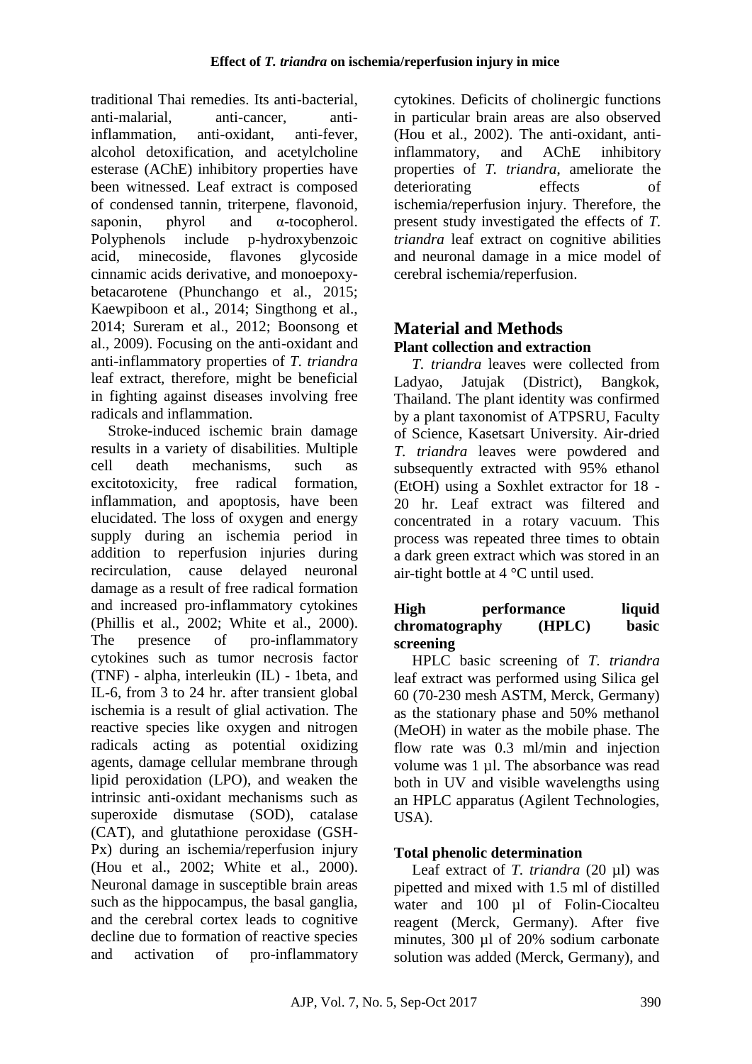traditional Thai remedies. Its anti-bacterial, anti-malarial, anti-cancer, anti-inflammation, anti-oxidant, anti-fever, alcohol detoxification, and acetylcholine esterase (AChE) inhibitory properties have been witnessed. Leaf extract is composed of condensed tannin, triterpene, flavonoid, saponin, phyrol and α-tocopherol. Polyphenols include p-hydroxybenzoic acid, minecoside, flavones glycoside cinnamic acids derivative, and monoepoxy-betacarotene (Phunchango et al., 2015; Kaewpiboon et al., 2014; Singthong et al., 2014; Sureram et al., 2012; Boonsong et al., 2009). Focusing on the anti-oxidant and anti-inflammatory properties of *T. triandra* leaf extract, therefore, might be beneficial in fighting against diseases involving free radicals and inflammation.

Stroke-induced ischemic brain damage results in a variety of disabilities. Multiple cell death mechanisms, such as excitotoxicity, free radical formation, inflammation, and apoptosis, have been elucidated. The loss of oxygen and energy supply during an ischemia period in addition to reperfusion injuries during recirculation, cause delayed neuronal damage as a result of free radical formation and increased pro-inflammatory cytokines (Phillis et al., 2002; White et al., 2000). The presence of pro-inflammatory cytokines such as tumor necrosis factor (TNF) - alpha, interleukin (IL) - 1beta, and IL-6, from 3 to 24 hr. after transient global ischemia is a result of glial activation. The reactive species like oxygen and nitrogen radicals acting as potential oxidizing agents, damage cellular membrane through lipid peroxidation (LPO), and weaken the intrinsic anti-oxidant mechanisms such as superoxide dismutase (SOD), catalase (CAT), and glutathione peroxidase (GSH-Px) during an ischemia/reperfusion injury (Hou et al., 2002; White et al., 2000). Neuronal damage in susceptible brain areas such as the hippocampus, the basal ganglia, and the cerebral cortex leads to cognitive decline due to formation of reactive species and activation of pro-inflammatory cytokines. Deficits of cholinergic functions in particular brain areas are also observed (Hou et al., 2002). The anti-oxidant, anti-inflammatory, and AChE inhibitory properties of *T. triandra*, ameliorate the deteriorating effects of ischemia/reperfusion injury. Therefore, the present study investigated the effects of *T. triandra* leaf extract on cognitive abilities and neuronal damage in a mice model of cerebral ischemia/reperfusion.

## Material and Methods

### Plant collection and extraction

*T. triandra* leaves were collected from Ladyao, Jatujak (District), Bangkok, Thailand. The plant identity was confirmed by a plant taxonomist of ATPSRU, Faculty of Science, Kasetsart University. Air-dried *T. triandra* leaves were powdered and subsequently extracted with 95% ethanol (EtOH) using a Soxhlet extractor for 18 - 20 hr. Leaf extract was filtered and concentrated in a rotary vacuum. This process was repeated three times to obtain a dark green extract which was stored in an air-tight bottle at 4 °C until used.

### High performance liquid chromatography (HPLC) basic screening

HPLC basic screening of *T. triandra* leaf extract was performed using Silica gel 60 (70-230 mesh ASTM, Merck, Germany) as the stationary phase and 50% methanol (MeOH) in water as the mobile phase. The flow rate was 0.3 ml/min and injection volume was 1 µl. The absorbance was read both in UV and visible wavelengths using an HPLC apparatus (Agilent Technologies, USA).

### Total phenolic determination

Leaf extract of *T. triandra* (20 µl) was pipetted and mixed with 1.5 ml of distilled water and 100 µl of Folin-Ciocalteu reagent (Merck, Germany). After five minutes, 300 µl of 20% sodium carbonate solution was added (Merck, Germany), and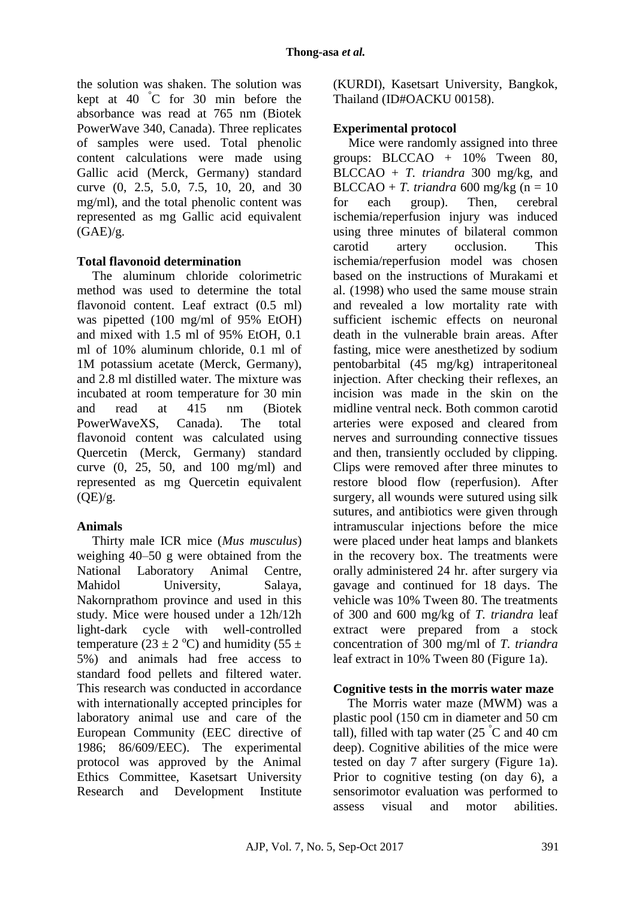the solution was shaken. The solution was kept at 40 °C for 30 min before the absorbance was read at 765 nm (Biotek PowerWave 340, Canada). Three replicates of samples were used. Total phenolic content calculations were made using Gallic acid (Merck, Germany) standard curve (0, 2.5, 5.0, 7.5, 10, 20, and 30 mg/ml), and the total phenolic content was represented as mg Gallic acid equivalent (GAE)/g.

**Total flavonoid determination**

The aluminum chloride colorimetric method was used to determine the total flavonoid content. Leaf extract (0.5 ml) was pipetted (100 mg/ml of 95% EtOH) and mixed with 1.5 ml of 95% EtOH, 0.1 ml of 10% aluminum chloride, 0.1 ml of 1M potassium acetate (Merck, Germany), and 2.8 ml distilled water. The mixture was incubated at room temperature for 30 min and read at 415 nm (Biotek PowerWaveXS, Canada). The total flavonoid content was calculated using Quercetin (Merck, Germany) standard curve (0, 25, 50, and 100 mg/ml) and represented as mg Quercetin equivalent (QE)/g.

**Animals**

Thirty male ICR mice (*Mus musculus*) weighing 40–50 g were obtained from the National Laboratory Animal Centre, Mahidol University, Salaya, Nakornprathom province and used in this study. Mice were housed under a 12h/12h light-dark cycle with well-controlled temperature (23 ± 2 °C) and humidity (55 ± 5%) and animals had free access to standard food pellets and filtered water. This research was conducted in accordance with internationally accepted principles for laboratory animal use and care of the European Community (EEC directive of 1986; 86/609/EEC). The experimental protocol was approved by the Animal Ethics Committee, Kasetsart University Research and Development Institute (KURDI), Kasetsart University, Bangkok, Thailand (ID#OACKU 00158).

**Experimental protocol**

Mice were randomly assigned into three groups: BLCCAO + 10% Tween 80, BLCCAO + *T. triandra* 300 mg/kg, and BLCCAO + *T. triandra* 600 mg/kg (n = 10 for each group). Then, cerebral ischemia/reperfusion injury was induced using three minutes of bilateral common carotid artery occlusion. This ischemia/reperfusion model was chosen based on the instructions of Murakami et al. (1998) who used the same mouse strain and revealed a low mortality rate with sufficient ischemic effects on neuronal death in the vulnerable brain areas. After fasting, mice were anesthetized by sodium pentobarbital (45 mg/kg) intraperitoneal injection. After checking their reflexes, an incision was made in the skin on the midline ventral neck. Both common carotid arteries were exposed and cleared from nerves and surrounding connective tissues and then, transiently occluded by clipping. Clips were removed after three minutes to restore blood flow (reperfusion). After surgery, all wounds were sutured using silk sutures, and antibiotics were given through intramuscular injections before the mice were placed under heat lamps and blankets in the recovery box. The treatments were orally administered 24 hr. after surgery via gavage and continued for 18 days. The vehicle was 10% Tween 80. The treatments of 300 and 600 mg/kg of *T. triandra* leaf extract were prepared from a stock concentration of 300 mg/ml of *T. triandra* leaf extract in 10% Tween 80 (Figure 1a).

**Cognitive tests in the morris water maze**

The Morris water maze (MWM) was a plastic pool (150 cm in diameter and 50 cm tall), filled with tap water (25 °C and 40 cm deep). Cognitive abilities of the mice were tested on day 7 after surgery (Figure 1a). Prior to cognitive testing (on day 6), a sensorimotor evaluation was performed to assess visual and motor abilities.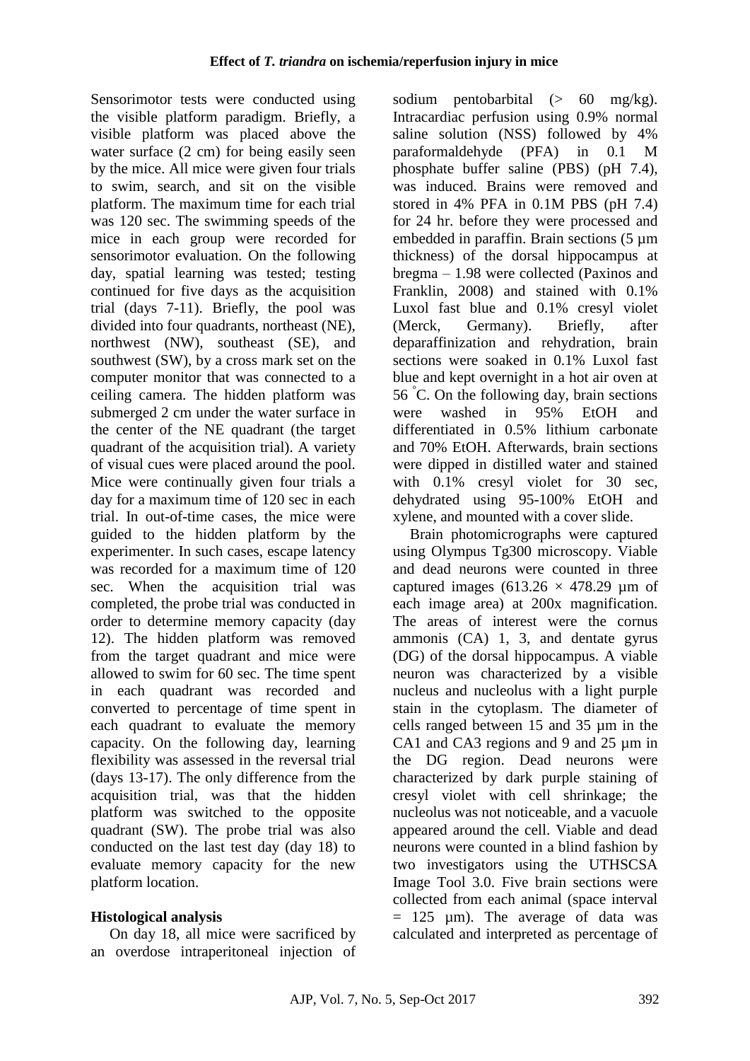Sensorimotor tests were conducted using the visible platform paradigm. Briefly, a visible platform was placed above the water surface (2 cm) for being easily seen by the mice. All mice were given four trials to swim, search, and sit on the visible platform. The maximum time for each trial was 120 sec. The swimming speeds of the mice in each group were recorded for sensorimotor evaluation. On the following day, spatial learning was tested; testing continued for five days as the acquisition trial (days 7-11). Briefly, the pool was divided into four quadrants, northeast (NE), northwest (NW), southeast (SE), and southwest (SW), by a cross mark set on the computer monitor that was connected to a ceiling camera. The hidden platform was submerged 2 cm under the water surface in the center of the NE quadrant (the target quadrant of the acquisition trial). A variety of visual cues were placed around the pool. Mice were continually given four trials a day for a maximum time of 120 sec in each trial. In out-of-time cases, the mice were guided to the hidden platform by the experimenter. In such cases, escape latency was recorded for a maximum time of 120 sec. When the acquisition trial was completed, the probe trial was conducted in order to determine memory capacity (day 12). The hidden platform was removed from the target quadrant and mice were allowed to swim for 60 sec. The time spent in each quadrant was recorded and converted to percentage of time spent in each quadrant to evaluate the memory capacity. On the following day, learning flexibility was assessed in the reversal trial (days 13-17). The only difference from the acquisition trial, was that the hidden platform was switched to the opposite quadrant (SW). The probe trial was also conducted on the last test day (day 18) to evaluate memory capacity for the new platform location.

**Histological analysis**

On day 18, all mice were sacrificed by an overdose intraperitoneal injection of sodium pentobarbital (> 60 mg/kg). Intracardiac perfusion using 0.9% normal saline solution (NSS) followed by 4% paraformaldehyde (PFA) in 0.1 M phosphate buffer saline (PBS) (pH 7.4), was induced. Brains were removed and stored in 4% PFA in 0.1M PBS (pH 7.4) for 24 hr. before they were processed and embedded in paraffin. Brain sections (5 µm thickness) of the dorsal hippocampus at bregma – 1.98 were collected (Paxinos and Franklin, 2008) and stained with 0.1% Luxol fast blue and 0.1% cresyl violet (Merck, Germany). Briefly, after deparaffinization and rehydration, brain sections were soaked in 0.1% Luxol fast blue and kept overnight in a hot air oven at 56 °C. On the following day, brain sections were washed in 95% EtOH and differentiated in 0.5% lithium carbonate and 70% EtOH. Afterwards, brain sections were dipped in distilled water and stained with 0.1% cresyl violet for 30 sec, dehydrated using 95-100% EtOH and xylene, and mounted with a cover slide.

Brain photomicrographs were captured using Olympus Tg300 microscopy. Viable and dead neurons were counted in three captured images ($613.26 \times 478.29$ µm of each image area) at 200x magnification. The areas of interest were the cornus ammonis (CA) 1, 3, and dentate gyrus (DG) of the dorsal hippocampus. A viable neuron was characterized by a visible nucleus and nucleolus with a light purple stain in the cytoplasm. The diameter of cells ranged between 15 and 35 µm in the CA1 and CA3 regions and 9 and 25 µm in the DG region. Dead neurons were characterized by dark purple staining of cresyl violet with cell shrinkage; the nucleolus was not noticeable, and a vacuole appeared around the cell. Viable and dead neurons were counted in a blind fashion by two investigators using the UTHSCSA Image Tool 3.0. Five brain sections were collected from each animal (space interval = 125 µm). The average of data was calculated and interpreted as percentage of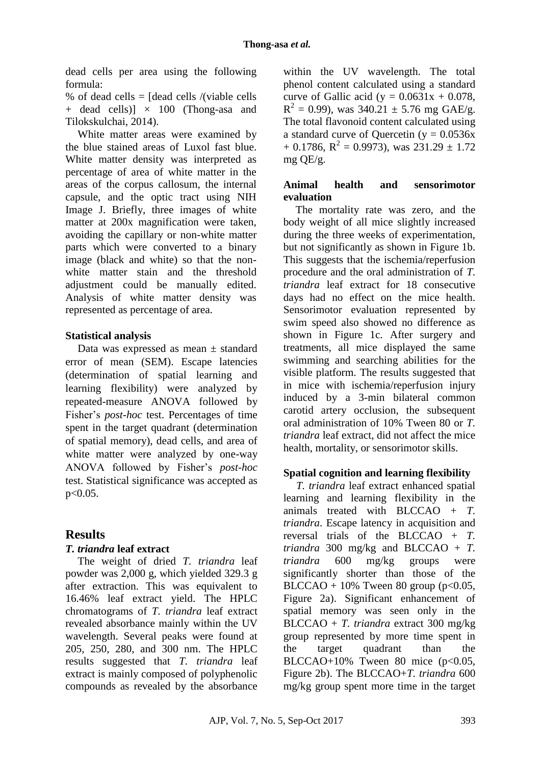dead cells per area using the following formula:

% of dead cells = [dead cells /(viable cells + dead cells)] × 100 (Thong-asa and Tilokskulchai, 2014).

White matter areas were examined by the blue stained areas of Luxol fast blue. White matter density was interpreted as percentage of area of white matter in the areas of the corpus callosum, the internal capsule, and the optic tract using NIH Image J. Briefly, three images of white matter at 200x magnification were taken, avoiding the capillary or non-white matter parts which were converted to a binary image (black and white) so that the non-white matter stain and the threshold adjustment could be manually edited. Analysis of white matter density was represented as percentage of area.

### Statistical analysis

Data was expressed as mean ± standard error of mean (SEM). Escape latencies (determination of spatial learning and learning flexibility) were analyzed by repeated-measure ANOVA followed by Fisher's *post-hoc* test. Percentages of time spent in the target quadrant (determination of spatial memory), dead cells, and area of white matter were analyzed by one-way ANOVA followed by Fisher's *post-hoc* test. Statistical significance was accepted as $p<0.05$.

## Results

### *T. triandra* leaf extract

The weight of dried *T. triandra* leaf powder was 2,000 g, which yielded 329.3 g after extraction. This was equivalent to 16.46% leaf extract yield. The HPLC chromatograms of *T. triandra* leaf extract revealed absorbance mainly within the UV wavelength. Several peaks were found at 205, 250, 280, and 300 nm. The HPLC results suggested that *T. triandra* leaf extract is mainly composed of polyphenolic compounds as revealed by the absorbance within the UV wavelength. The total phenol content calculated using a standard curve of Gallic acid ($y = 0.0631x + 0.078$, $R^2 = 0.99$), was 340.21 ± 5.76 mg GAE/g. The total flavonoid content calculated using a standard curve of Quercetin ($y = 0.0536x + 0.1786$, $R^2 = 0.9973$), was 231.29 ± 1.72 mg QE/g.

### Animal health and sensorimotor evaluation

The mortality rate was zero, and the body weight of all mice slightly increased during the three weeks of experimentation, but not significantly as shown in Figure 1b. This suggests that the ischemia/reperfusion procedure and the oral administration of *T. triandra* leaf extract for 18 consecutive days had no effect on the mice health. Sensorimotor evaluation represented by swim speed also showed no difference as shown in Figure 1c. After surgery and treatments, all mice displayed the same swimming and searching abilities for the visible platform. The results suggested that in mice with ischemia/reperfusion injury induced by a 3-min bilateral common carotid artery occlusion, the subsequent oral administration of 10% Tween 80 or *T. triandra* leaf extract, did not affect the mice health, mortality, or sensorimotor skills.

### Spatial cognition and learning flexibility

*T. triandra* leaf extract enhanced spatial learning and learning flexibility in the animals treated with BLCCAO + *T. triandra*. Escape latency in acquisition and reversal trials of the BLCCAO + *T. triandra* 300 mg/kg and BLCCAO + *T. triandra* 600 mg/kg groups were significantly shorter than those of the BLCCAO + 10% Tween 80 group ($p<0.05$, Figure 2a). Significant enhancement of spatial memory was seen only in the BLCCAO + *T. triandra* extract 300 mg/kg group represented by more time spent in the target quadrant than the BLCCAO+10% Tween 80 mice ($p<0.05$, Figure 2b). The BLCCAO+*T. triandra* 600 mg/kg group spent more time in the target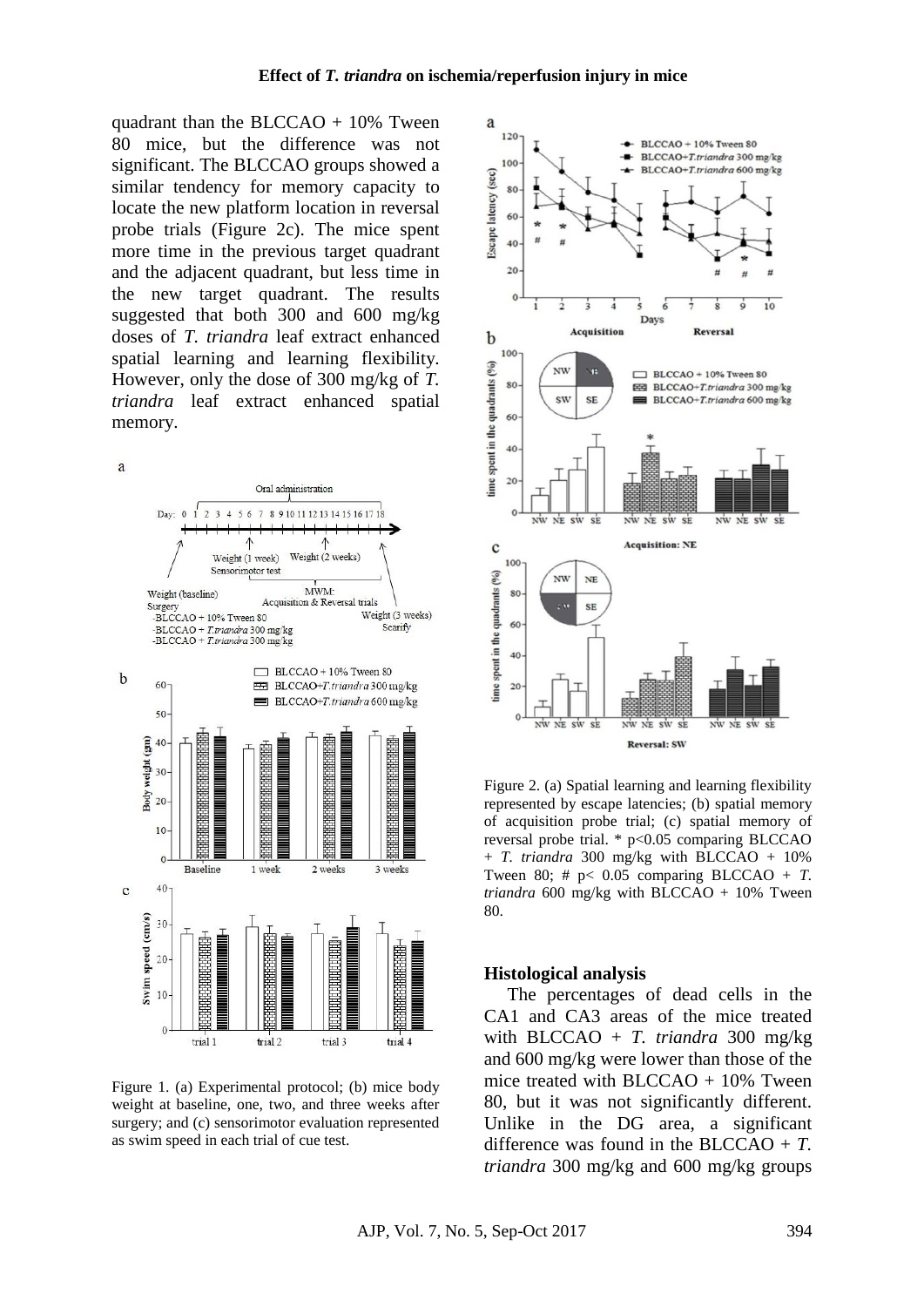quadrant than the BLCCAO + 10% Tween 80 mice, but the difference was not significant. The BLCCAO groups showed a similar tendency for memory capacity to locate the new platform location in reversal probe trials (Figure 2c). The mice spent more time in the previous target quadrant and the adjacent quadrant, but less time in the new target quadrant. The results suggested that both 300 and 600 mg/kg doses of *T. triandra* leaf extract enhanced spatial learning and learning flexibility. However, only the dose of 300 mg/kg of *T. triandra* leaf extract enhanced spatial memory.

Figure 1. (a) Experimental protocol; (b) mice body weight at baseline, one, two, and three weeks after surgery; and (c) sensorimotor evaluation represented as swim speed in each trial of cue test.

Figure 2. (a) Spatial learning and learning flexibility represented by escape latencies; (b) spatial memory of acquisition probe trial; (c) spatial memory of reversal probe trial. * p<0.05 comparing BLCCAO + *T. triandra* 300 mg/kg with BLCCAO + 10% Tween 80; # p< 0.05 comparing BLCCAO + *T. triandra* 600 mg/kg with BLCCAO + 10% Tween 80.

### Histological analysis

The percentages of dead cells in the CA1 and CA3 areas of the mice treated with BLCCAO + *T. triandra* 300 mg/kg and 600 mg/kg were lower than those of the mice treated with BLCCAO + 10% Tween 80, but it was not significantly different. Unlike in the DG area, a significant difference was found in the BLCCAO + *T. triandra* 300 mg/kg and 600 mg/kg groups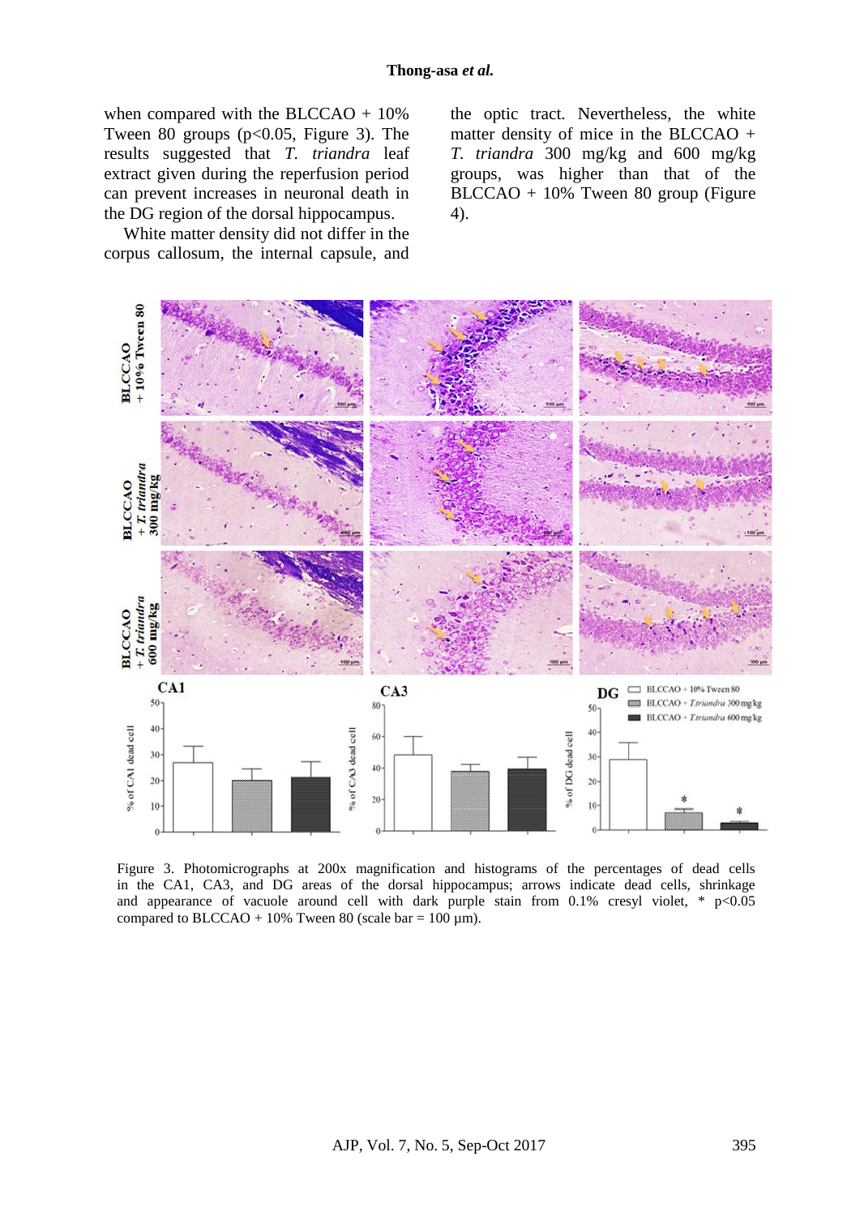when compared with the BLCCAO + 10% Tween 80 groups ($p<0.05$, Figure 3). The results suggested that *T. triandra* leaf extract given during the reperfusion period can prevent increases in neuronal death in the DG region of the dorsal hippocampus.

White matter density did not differ in the corpus callosum, the internal capsule, and the optic tract. Nevertheless, the white matter density of mice in the BLCCAO + *T. triandra* 300 mg/kg and 600 mg/kg groups, was higher than that of the BLCCAO + 10% Tween 80 group (Figure 4).

Figure 3. Photomicrographs at 200x magnification and histograms of the percentages of dead cells in the CA1, CA3, and DG areas of the dorsal hippocampus; arrows indicate dead cells, shrinkage and appearance of vacuole around cell with dark purple stain from 0.1% cresyl violet, * $p<0.05$ compared to BLCCAO + 10% Tween 80 (scale bar = 100 µm).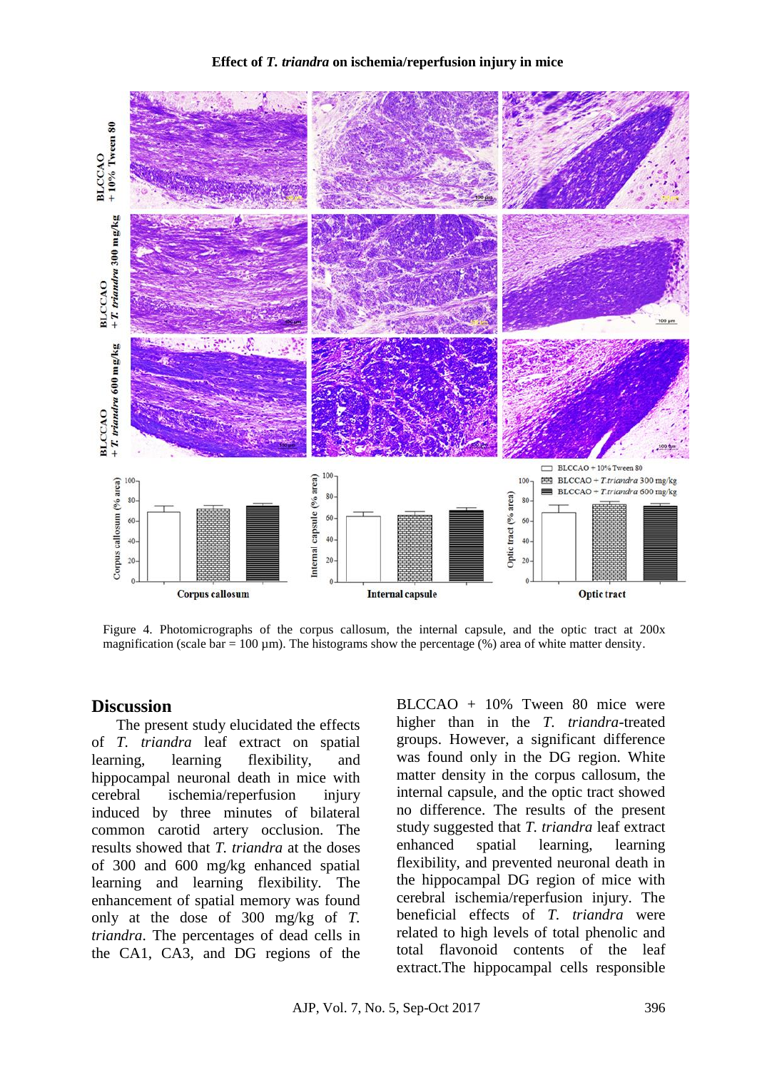Figure 4. Photomicrographs of the corpus callosum, the internal capsule, and the optic tract at 200x magnification (scale bar = 100 µm). The histograms show the percentage (%) area of white matter density.

## Discussion

The present study elucidated the effects of *T. triandra* leaf extract on spatial learning, learning flexibility, and hippocampal neuronal death in mice with cerebral ischemia/reperfusion injury induced by three minutes of bilateral common carotid artery occlusion. The results showed that *T. triandra* at the doses of 300 and 600 mg/kg enhanced spatial learning and learning flexibility. The enhancement of spatial memory was found only at the dose of 300 mg/kg of *T. triandra*. The percentages of dead cells in the CA1, CA3, and DG regions of the BLCCAO + 10% Tween 80 mice were higher than in the *T. triandra*-treated groups. However, a significant difference was found only in the DG region. White matter density in the corpus callosum, the internal capsule, and the optic tract showed no difference. The results of the present study suggested that *T. triandra* leaf extract enhanced spatial learning, learning flexibility, and prevented neuronal death in the hippocampal DG region of mice with cerebral ischemia/reperfusion injury. The beneficial effects of *T. triandra* were related to high levels of total phenolic and total flavonoid contents of the leaf extract.The hippocampal cells responsible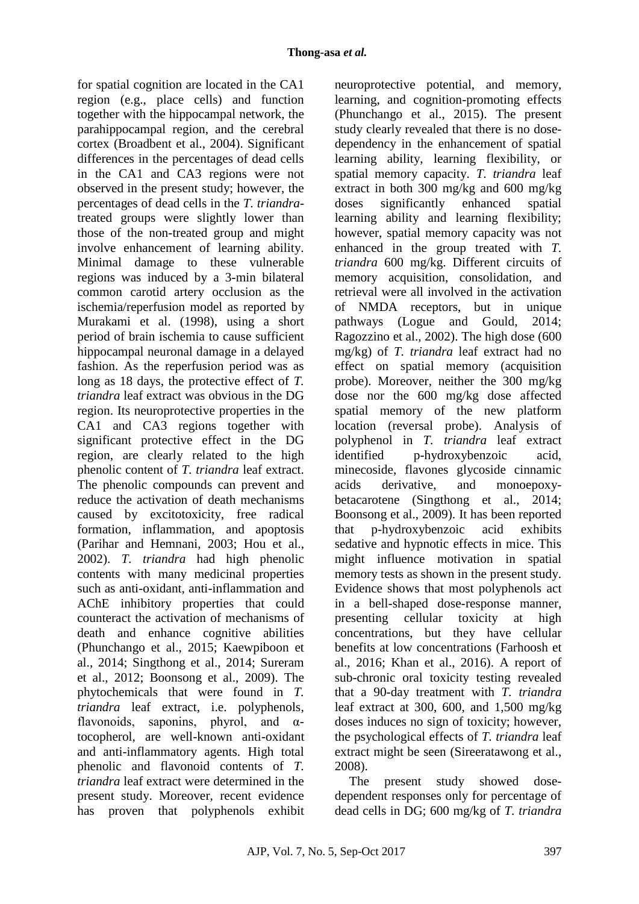for spatial cognition are located in the CA1 region (e.g., place cells) and function together with the hippocampal network, the parahippocampal region, and the cerebral cortex (Broadbent et al., 2004). Significant differences in the percentages of dead cells in the CA1 and CA3 regions were not observed in the present study; however, the percentages of dead cells in the *T. triandra*-treated groups were slightly lower than those of the non-treated group and might involve enhancement of learning ability. Minimal damage to these vulnerable regions was induced by a 3-min bilateral common carotid artery occlusion as the ischemia/reperfusion model as reported by Murakami et al. (1998), using a short period of brain ischemia to cause sufficient hippocampal neuronal damage in a delayed fashion. As the reperfusion period was as long as 18 days, the protective effect of *T. triandra* leaf extract was obvious in the DG region. Its neuroprotective properties in the CA1 and CA3 regions together with significant protective effect in the DG region, are clearly related to the high phenolic content of *T. triandra* leaf extract. The phenolic compounds can prevent and reduce the activation of death mechanisms caused by excitotoxicity, free radical formation, inflammation, and apoptosis (Parihar and Hemnani, 2003; Hou et al., 2002). *T. triandra* had high phenolic contents with many medicinal properties such as anti-oxidant, anti-inflammation and AChE inhibitory properties that could counteract the activation of mechanisms of death and enhance cognitive abilities (Phunchango et al., 2015; Kaewpiboon et al., 2014; Singthong et al., 2014; Sureram et al., 2012; Boonsong et al., 2009). The phytochemicals that were found in *T. triandra* leaf extract, i.e. polyphenols, flavonoids, saponins, phyrol, and α-tocopherol, are well-known anti-oxidant and anti-inflammatory agents. High total phenolic and flavonoid contents of *T. triandra* leaf extract were determined in the present study. Moreover, recent evidence has proven that polyphenols exhibit neuroprotective potential, and memory, learning, and cognition-promoting effects (Phunchango et al., 2015). The present study clearly revealed that there is no dose-dependency in the enhancement of spatial learning ability, learning flexibility, or spatial memory capacity. *T. triandra* leaf extract in both 300 mg/kg and 600 mg/kg doses significantly enhanced spatial learning ability and learning flexibility; however, spatial memory capacity was not enhanced in the group treated with *T. triandra* 600 mg/kg. Different circuits of memory acquisition, consolidation, and retrieval were all involved in the activation of NMDA receptors, but in unique pathways (Logue and Gould, 2014; Ragozzino et al., 2002). The high dose (600 mg/kg) of *T. triandra* leaf extract had no effect on spatial memory (acquisition probe). Moreover, neither the 300 mg/kg dose nor the 600 mg/kg dose affected spatial memory of the new platform location (reversal probe). Analysis of polyphenol in *T. triandra* leaf extract identified p-hydroxybenzoic acid, minecoside, flavones glycoside cinnamic acids derivative, and monoepoxy-betacarotene (Singthong et al., 2014; Boonsong et al., 2009). It has been reported that p-hydroxybenzoic acid exhibits sedative and hypnotic effects in mice. This might influence motivation in spatial memory tests as shown in the present study. Evidence shows that most polyphenols act in a bell-shaped dose-response manner, presenting cellular toxicity at high concentrations, but they have cellular benefits at low concentrations (Farhoosh et al., 2016; Khan et al., 2016). A report of sub-chronic oral toxicity testing revealed that a 90-day treatment with *T. triandra* leaf extract at 300, 600, and 1,500 mg/kg doses induces no sign of toxicity; however, the psychological effects of *T. triandra* leaf extract might be seen (Sireeratawong et al., 2008).

The present study showed dose-dependent responses only for percentage of dead cells in DG; 600 mg/kg of *T. triandra*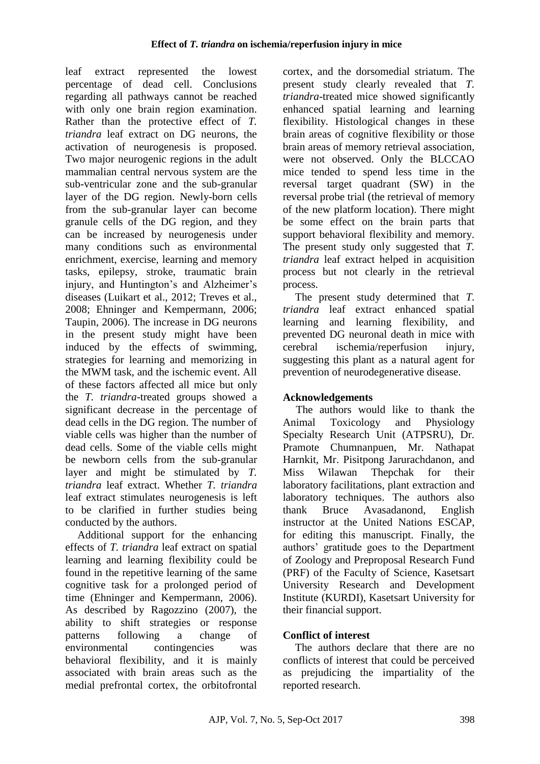leaf extract represented the lowest percentage of dead cell. Conclusions regarding all pathways cannot be reached with only one brain region examination. Rather than the protective effect of *T. triandra* leaf extract on DG neurons, the activation of neurogenesis is proposed. Two major neurogenic regions in the adult mammalian central nervous system are the sub-ventricular zone and the sub-granular layer of the DG region. Newly-born cells from the sub-granular layer can become granule cells of the DG region, and they can be increased by neurogenesis under many conditions such as environmental enrichment, exercise, learning and memory tasks, epilepsy, stroke, traumatic brain injury, and Huntington's and Alzheimer's diseases (Luikart et al., 2012; Treves et al., 2008; Ehninger and Kempermann, 2006; Taupin, 2006). The increase in DG neurons in the present study might have been induced by the effects of swimming, strategies for learning and memorizing in the MWM task, and the ischemic event. All of these factors affected all mice but only the *T. triandra*-treated groups showed a significant decrease in the percentage of dead cells in the DG region. The number of viable cells was higher than the number of dead cells. Some of the viable cells might be newborn cells from the sub-granular layer and might be stimulated by *T. triandra* leaf extract. Whether *T. triandra* leaf extract stimulates neurogenesis is left to be clarified in further studies being conducted by the authors.

Additional support for the enhancing effects of *T. triandra* leaf extract on spatial learning and learning flexibility could be found in the repetitive learning of the same cognitive task for a prolonged period of time (Ehninger and Kempermann, 2006). As described by Ragozzino (2007), the ability to shift strategies or response patterns following a change of environmental contingencies was behavioral flexibility, and it is mainly associated with brain areas such as the medial prefrontal cortex, the orbitofrontal cortex, and the dorsomedial striatum. The present study clearly revealed that *T. triandra*-treated mice showed significantly enhanced spatial learning and learning flexibility. Histological changes in these brain areas of cognitive flexibility or those brain areas of memory retrieval association, were not observed. Only the BLCCAO mice tended to spend less time in the reversal target quadrant (SW) in the reversal probe trial (the retrieval of memory of the new platform location). There might be some effect on the brain parts that support behavioral flexibility and memory. The present study only suggested that *T. triandra* leaf extract helped in acquisition process but not clearly in the retrieval process.

The present study determined that *T. triandra* leaf extract enhanced spatial learning and learning flexibility, and prevented DG neuronal death in mice with cerebral ischemia/reperfusion injury, suggesting this plant as a natural agent for prevention of neurodegenerative disease.

## Acknowledgements

The authors would like to thank the Animal Toxicology and Physiology Specialty Research Unit (ATPSRU), Dr. Pramote Chumnanpuen, Mr. Nathapat Harnkit, Mr. Pisitpong Jarurachdanon, and Miss Wilawan Thepchak for their laboratory facilitations, plant extraction and laboratory techniques. The authors also thank Bruce Avasadanond, English instructor at the United Nations ESCAP, for editing this manuscript. Finally, the authors' gratitude goes to the Department of Zoology and Preproposal Research Fund (PRF) of the Faculty of Science, Kasetsart University Research and Development Institute (KURDI), Kasetsart University for their financial support.

## Conflict of interest

The authors declare that there are no conflicts of interest that could be perceived as prejudicing the impartiality of the reported research.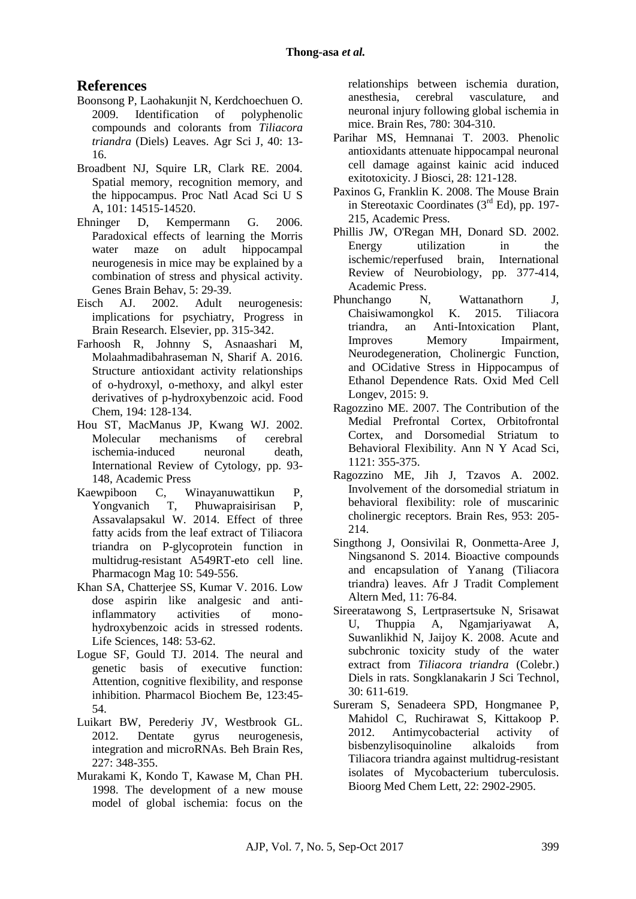## References

Boonsong P, Laohakunjit N, Kerdchoechuen O. 2009. Identification of polyphenolic compounds and colorants from *Tiliacora triandra* (Diels) Leaves. Agr Sci J, 40: 13-16.

Broadbent NJ, Squire LR, Clark RE. 2004. Spatial memory, recognition memory, and the hippocampus. Proc Natl Acad Sci U S A, 101: 14515-14520.

Ehninger D, Kempermann G. 2006. Paradoxical effects of learning the Morris water maze on adult hippocampal neurogenesis in mice may be explained by a combination of stress and physical activity. Genes Brain Behav, 5: 29-39.

Eisch AJ. 2002. Adult neurogenesis: implications for psychiatry, Progress in Brain Research. Elsevier, pp. 315-342.

Farhoosh R, Johnny S, Asnaashari M, Molaahmadibahraseman N, Sharif A. 2016. Structure antioxidant activity relationships of o-hydroxyl, o-methoxy, and alkyl ester derivatives of p-hydroxybenzoic acid. Food Chem, 194: 128-134.

Hou ST, MacManus JP, Kwang WJ. 2002. Molecular mechanisms of cerebral ischemia-induced neuronal death, International Review of Cytology, pp. 93-148, Academic Press

Kaewpiboon C, Winayanuwattikun P, Yongvanich T, Phuwapraisirisan P, Assavalapsakul W. 2014. Effect of three fatty acids from the leaf extract of Tiliacora triandra on P-glycoprotein function in multidrug-resistant A549RT-eto cell line. Pharmacogn Mag 10: 549-556.

Khan SA, Chatterjee SS, Kumar V. 2016. Low dose aspirin like analgesic and anti-inflammatory activities of mono-hydroxybenzoic acids in stressed rodents. Life Sciences, 148: 53-62.

Logue SF, Gould TJ. 2014. The neural and genetic basis of executive function: Attention, cognitive flexibility, and response inhibition. Pharmacol Biochem Be, 123:45-54.

Luikart BW, Perederiy JV, Westbrook GL. 2012. Dentate gyrus neurogenesis, integration and microRNAs. Beh Brain Res, 227: 348-355.

Murakami K, Kondo T, Kawase M, Chan PH. 1998. The development of a new mouse model of global ischemia: focus on the relationships between ischemia duration, anesthesia, cerebral vasculature, and neuronal injury following global ischemia in mice. Brain Res, 780: 304-310.

Parihar MS, Hemnanai T. 2003. Phenolic antioxidants attenuate hippocampal neuronal cell damage against kainic acid induced exitotoxicity. J Biosci, 28: 121-128.

Paxinos G, Franklin K. 2008. The Mouse Brain in Stereotaxic Coordinates (3rd Ed), pp. 197-215, Academic Press.

Phillis JW, O'Regan MH, Donard SD. 2002. Energy utilization in the ischemic/reperfused brain, International Review of Neurobiology, pp. 377-414, Academic Press.

Phunchango N, Wattanathorn J, Chaisiwamongkol K. 2015. Tiliacora triandra, an Anti-Intoxication Plant, Improves Memory Impairment, Neurodegeneration, Cholinergic Function, and OCidative Stress in Hippocampus of Ethanol Dependence Rats. Oxid Med Cell Longev, 2015: 9.

Ragozzino ME. 2007. The Contribution of the Medial Prefrontal Cortex, Orbitofrontal Cortex, and Dorsomedial Striatum to Behavioral Flexibility. Ann N Y Acad Sci, 1121: 355-375.

Ragozzino ME, Jih J, Tzavos A. 2002. Involvement of the dorsomedial striatum in behavioral flexibility: role of muscarinic cholinergic receptors. Brain Res, 953: 205-214.

Singthong J, Oonsivilai R, Oonmetta-Aree J, Ningsanond S. 2014. Bioactive compounds and encapsulation of Yanang (Tiliacora triandra) leaves. Afr J Tradit Complement Altern Med, 11: 76-84.

Sireeratawong S, Lertprasertsuke N, Srisawat U, Thuppia A, Ngamjariyawat A, Suwanlikhid N, Jaijoy K. 2008. Acute and subchronic toxicity study of the water extract from *Tiliacora triandra* (Colebr.) Diels in rats. Songklanakarin J Sci Technol, 30: 611-619.

Sureram S, Senadeera SPD, Hongmanee P, Mahidol C, Ruchirawat S, Kittakoop P. 2012. Antimycobacterial activity of bisbenzylisoquinoline alkaloids from Tiliacora triandra against multidrug-resistant isolates of Mycobacterium tuberculosis. Bioorg Med Chem Lett, 22: 2902-2905.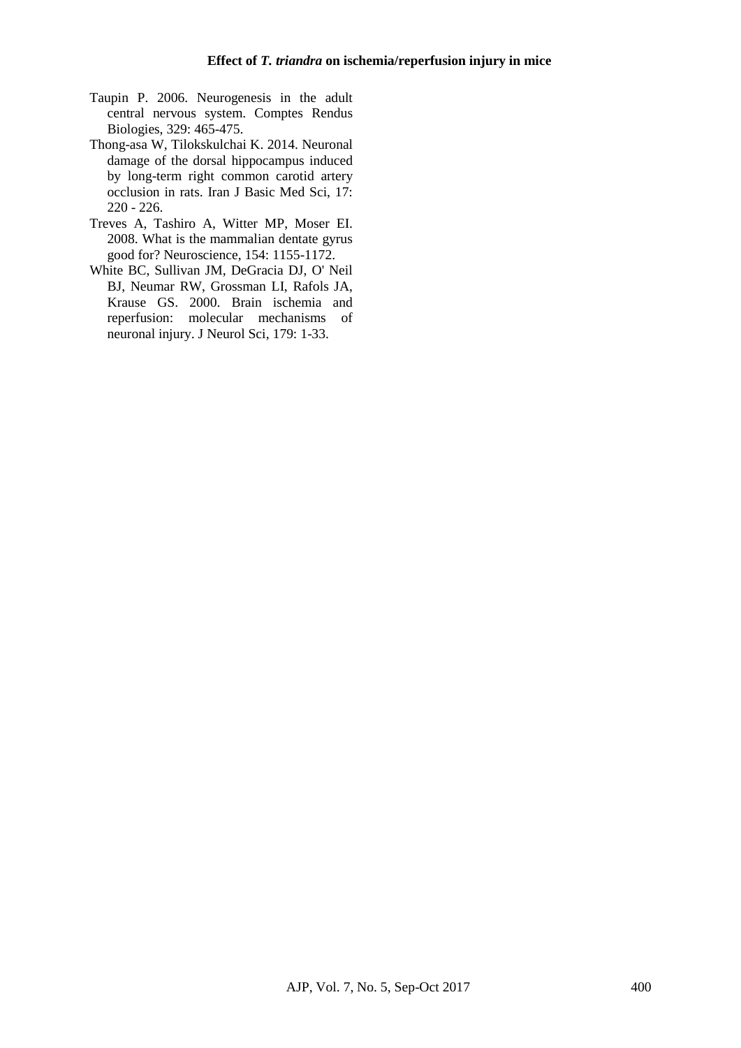Taupin P. 2006. Neurogenesis in the adult central nervous system. Comptes Rendus Biologies, 329: 465-475.

Thong-asa W, Tilokskulchai K. 2014. Neuronal damage of the dorsal hippocampus induced by long-term right common carotid artery occlusion in rats. Iran J Basic Med Sci, 17: 220 - 226.

Treves A, Tashiro A, Witter MP, Moser EI. 2008. What is the mammalian dentate gyrus good for? Neuroscience, 154: 1155-1172.

White BC, Sullivan JM, DeGracia DJ, O' Neil BJ, Neumar RW, Grossman LI, Rafols JA, Krause GS. 2000. Brain ischemia and reperfusion: molecular mechanisms of neuronal injury. J Neurol Sci, 179: 1-33.